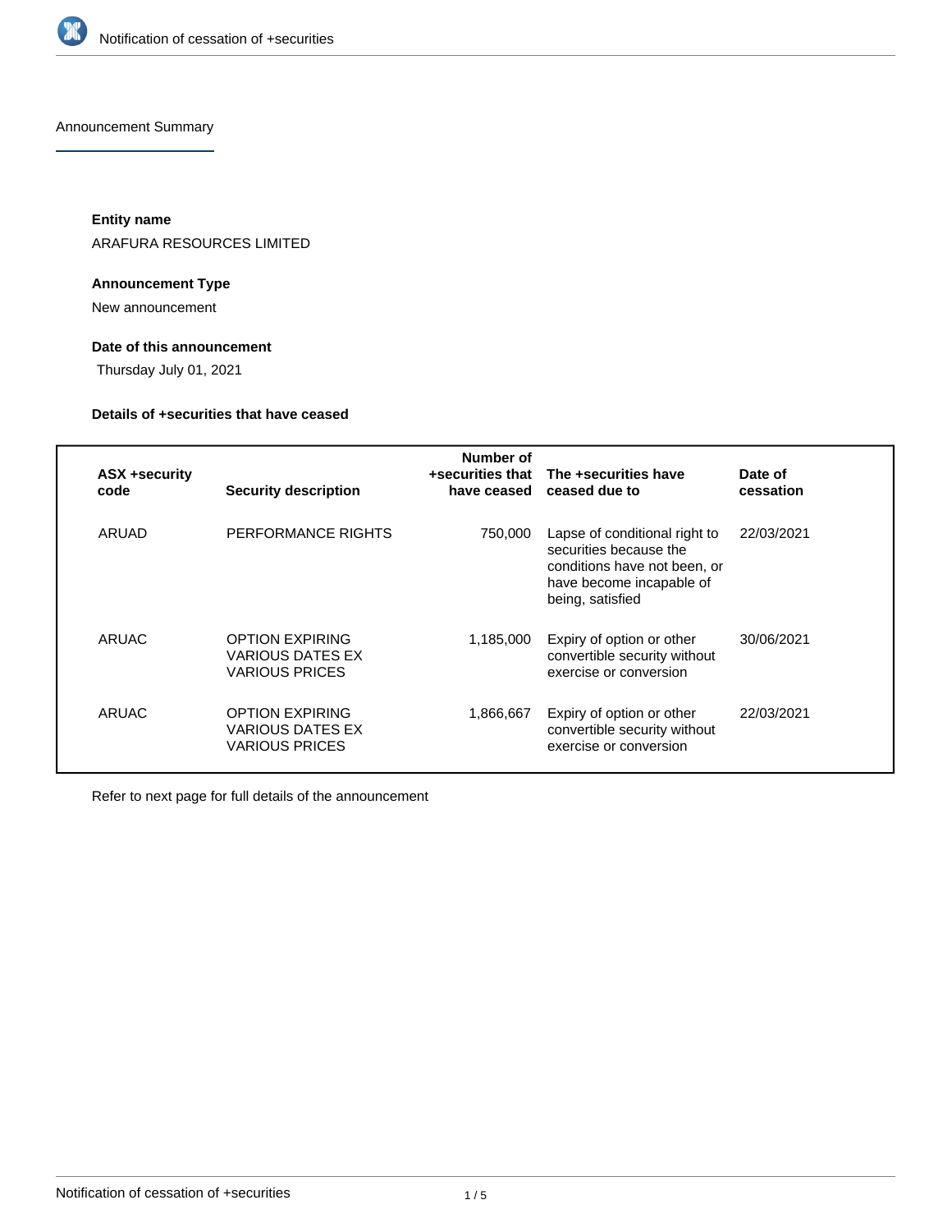## Announcement Summary

**Entity name**

ARAFURA RESOURCES LIMITED

**Announcement Type**

New announcement

**Date of this announcement**

Thursday July 01, 2021

**Details of +securities that have ceased**

| ASX +security code | Security description | Number of +securities that have ceased | The +securities have ceased due to | Date of cessation |
|---|---|---|---|---|
| ARUAD | PERFORMANCE RIGHTS | 750,000 | Lapse of conditional right to securities because the conditions have not been, or have become incapable of being, satisfied | 22/03/2021 |
| ARUAC | OPTION EXPIRING VARIOUS DATES EX VARIOUS PRICES | 1,185,000 | Expiry of option or other convertible security without exercise or conversion | 30/06/2021 |
| ARUAC | OPTION EXPIRING VARIOUS DATES EX VARIOUS PRICES | 1,866,667 | Expiry of option or other convertible security without exercise or conversion | 22/03/2021 |

Refer to next page for full details of the announcement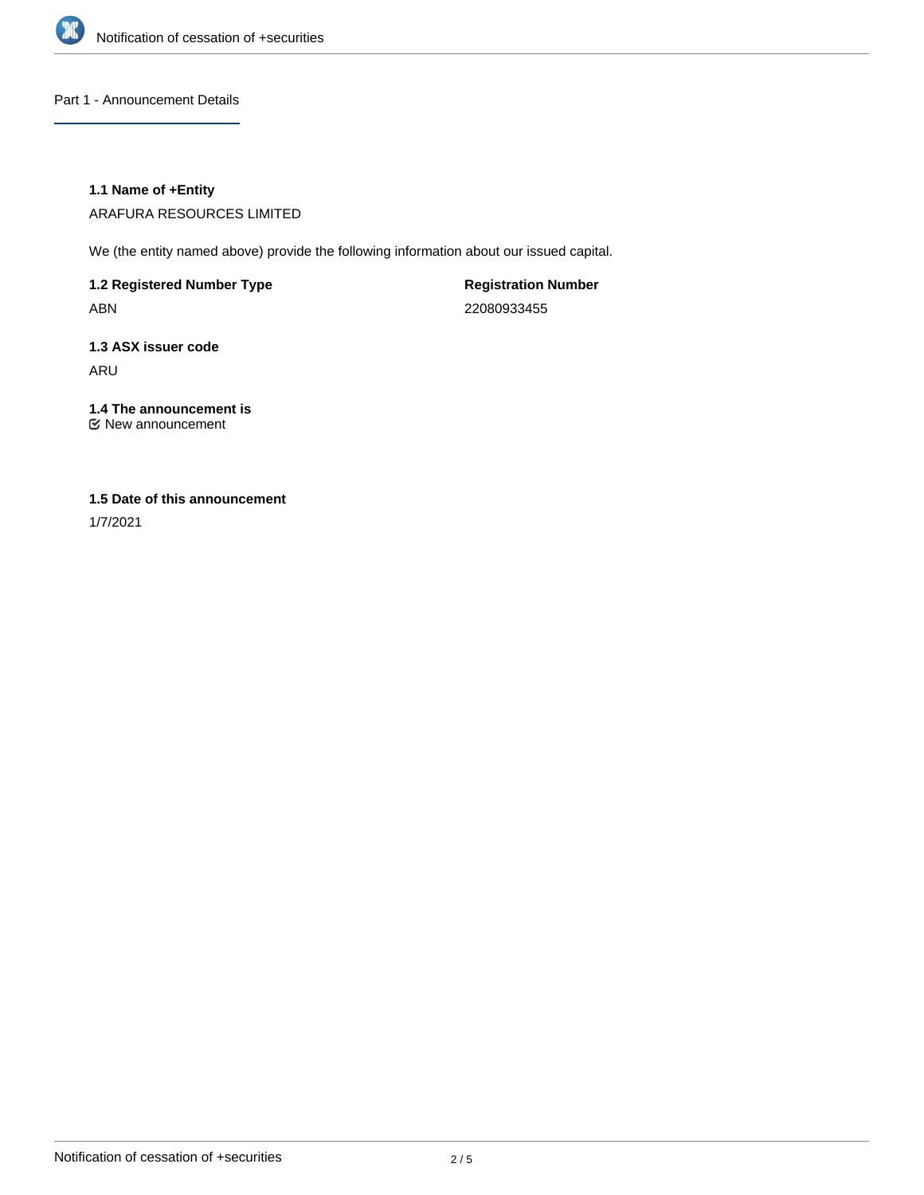## Part 1 - Announcement Details

### 1.1 Name of +Entity

ARAFURA RESOURCES LIMITED

We (the entity named above) provide the following information about our issued capital.

**1.2 Registered Number Type**

ABN

**Registration Number**

22080933455

### 1.3 ASX issuer code

ARU

### 1.4 The announcement is

☑ New announcement

### 1.5 Date of this announcement

1/7/2021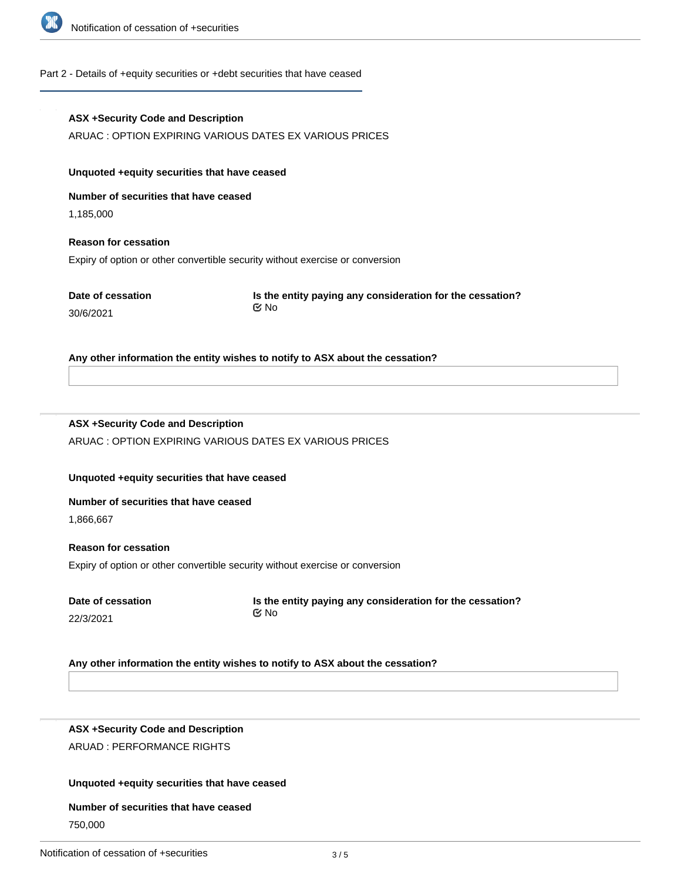Part 2 - Details of +equity securities or +debt securities that have ceased

**ASX +Security Code and Description**

ARUAC : OPTION EXPIRING VARIOUS DATES EX VARIOUS PRICES

**Unquoted +equity securities that have ceased**

**Number of securities that have ceased**

1,185,000

**Reason for cessation**

Expiry of option or other convertible security without exercise or conversion

**Date of cessation**

30/6/2021

**Is the entity paying any consideration for the cessation?**

No

**Any other information the entity wishes to notify to ASX about the cessation?**

---

**ASX +Security Code and Description**

ARUAC : OPTION EXPIRING VARIOUS DATES EX VARIOUS PRICES

**Unquoted +equity securities that have ceased**

**Number of securities that have ceased**

1,866,667

**Reason for cessation**

Expiry of option or other convertible security without exercise or conversion

**Date of cessation**

22/3/2021

**Is the entity paying any consideration for the cessation?**

No

**Any other information the entity wishes to notify to ASX about the cessation?**

---

**ASX +Security Code and Description**

ARUAD : PERFORMANCE RIGHTS

**Unquoted +equity securities that have ceased**

**Number of securities that have ceased**

750,000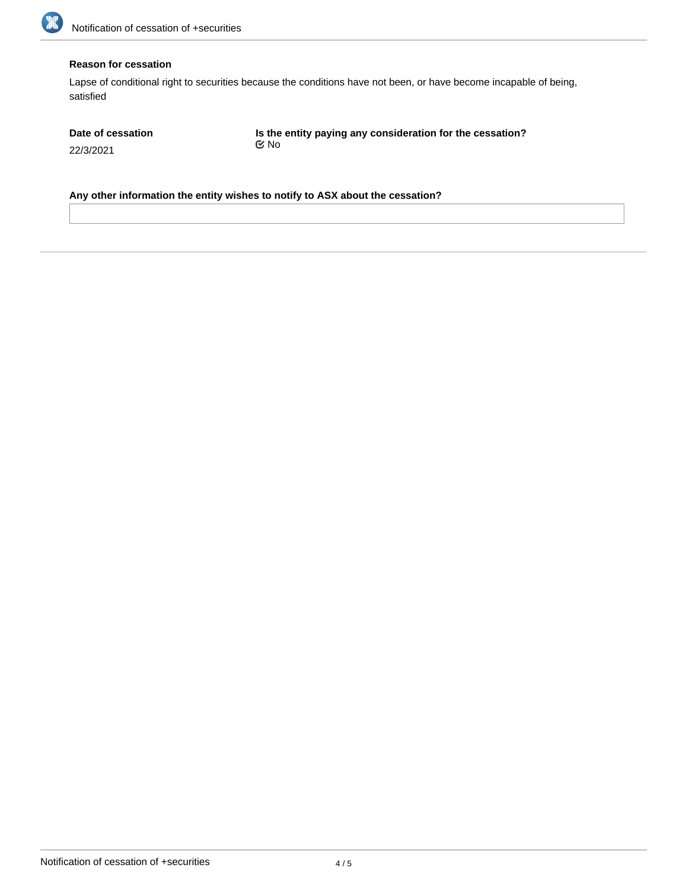**Reason for cessation**

Lapse of conditional right to securities because the conditions have not been, or have become incapable of being, satisfied

**Date of cessation**

22/3/2021

**Is the entity paying any consideration for the cessation?**

☑ No

**Any other information the entity wishes to notify to ASX about the cessation?**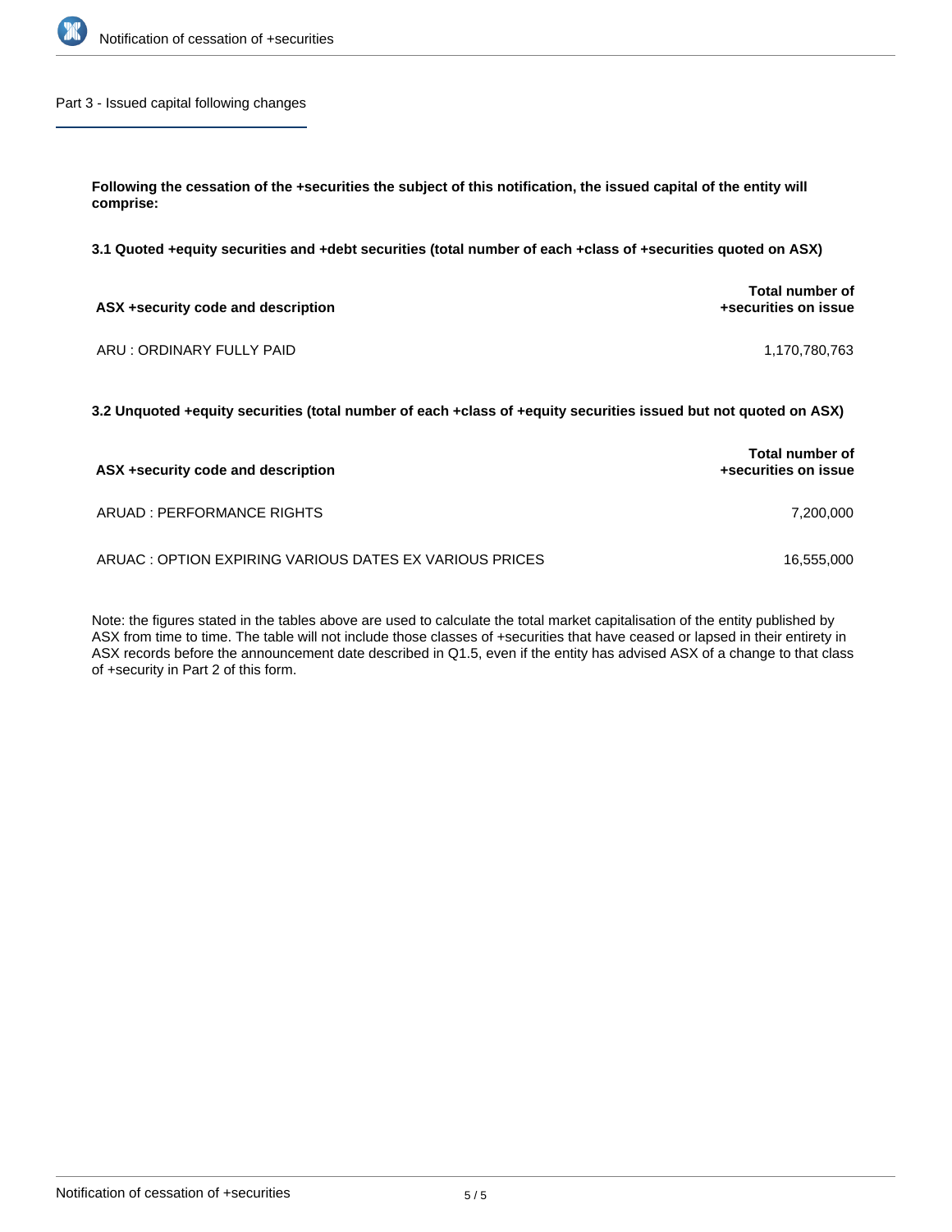## Part 3 - Issued capital following changes

**Following the cessation of the +securities the subject of this notification, the issued capital of the entity will comprise:**

**3.1 Quoted +equity securities and +debt securities (total number of each +class of +securities quoted on ASX)**

| ASX +security code and description | Total number of +securities on issue |
| --- | --- |
| ARU : ORDINARY FULLY PAID | 1,170,780,763 |

**3.2 Unquoted +equity securities (total number of each +class of +equity securities issued but not quoted on ASX)**

| ASX +security code and description | Total number of +securities on issue |
| --- | --- |
| ARUAD : PERFORMANCE RIGHTS | 7,200,000 |
| ARUAC : OPTION EXPIRING VARIOUS DATES EX VARIOUS PRICES | 16,555,000 |

Note: the figures stated in the tables above are used to calculate the total market capitalisation of the entity published by ASX from time to time. The table will not include those classes of +securities that have ceased or lapsed in their entirety in ASX records before the announcement date described in Q1.5, even if the entity has advised ASX of a change to that class of +security in Part 2 of this form.